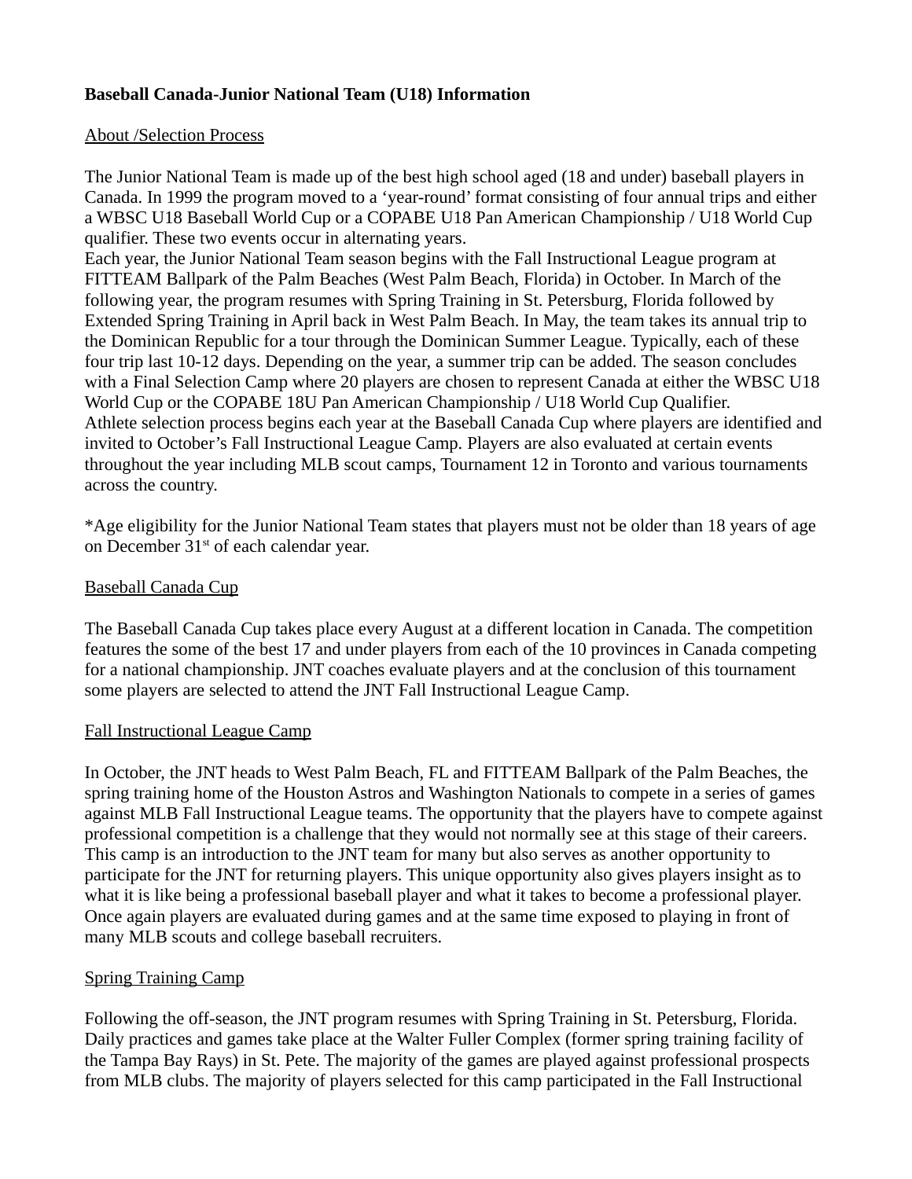**Baseball Canada-Junior National Team (U18) Information**

About /Selection Process

The Junior National Team is made up of the best high school aged (18 and under) baseball players in Canada. In 1999 the program moved to a 'year-round' format consisting of four annual trips and either a WBSC U18 Baseball World Cup or a COPABE U18 Pan American Championship / U18 World Cup qualifier. These two events occur in alternating years.
Each year, the Junior National Team season begins with the Fall Instructional League program at FITTEAM Ballpark of the Palm Beaches (West Palm Beach, Florida) in October. In March of the following year, the program resumes with Spring Training in St. Petersburg, Florida followed by Extended Spring Training in April back in West Palm Beach. In May, the team takes its annual trip to the Dominican Republic for a tour through the Dominican Summer League. Typically, each of these four trip last 10-12 days. Depending on the year, a summer trip can be added. The season concludes with a Final Selection Camp where 20 players are chosen to represent Canada at either the WBSC U18 World Cup or the COPABE 18U Pan American Championship / U18 World Cup Qualifier.
Athlete selection process begins each year at the Baseball Canada Cup where players are identified and invited to October's Fall Instructional League Camp. Players are also evaluated at certain events throughout the year including MLB scout camps, Tournament 12 in Toronto and various tournaments across the country.

*Age eligibility for the Junior National Team states that players must not be older than 18 years of age on December 31st of each calendar year.

Baseball Canada Cup

The Baseball Canada Cup takes place every August at a different location in Canada. The competition features the some of the best 17 and under players from each of the 10 provinces in Canada competing for a national championship. JNT coaches evaluate players and at the conclusion of this tournament some players are selected to attend the JNT Fall Instructional League Camp.

Fall Instructional League Camp

In October, the JNT heads to West Palm Beach, FL and FITTEAM Ballpark of the Palm Beaches, the spring training home of the Houston Astros and Washington Nationals to compete in a series of games against MLB Fall Instructional League teams. The opportunity that the players have to compete against professional competition is a challenge that they would not normally see at this stage of their careers. This camp is an introduction to the JNT team for many but also serves as another opportunity to participate for the JNT for returning players. This unique opportunity also gives players insight as to what it is like being a professional baseball player and what it takes to become a professional player. Once again players are evaluated during games and at the same time exposed to playing in front of many MLB scouts and college baseball recruiters.

Spring Training Camp

Following the off-season, the JNT program resumes with Spring Training in St. Petersburg, Florida. Daily practices and games take place at the Walter Fuller Complex (former spring training facility of the Tampa Bay Rays) in St. Pete. The majority of the games are played against professional prospects from MLB clubs. The majority of players selected for this camp participated in the Fall Instructional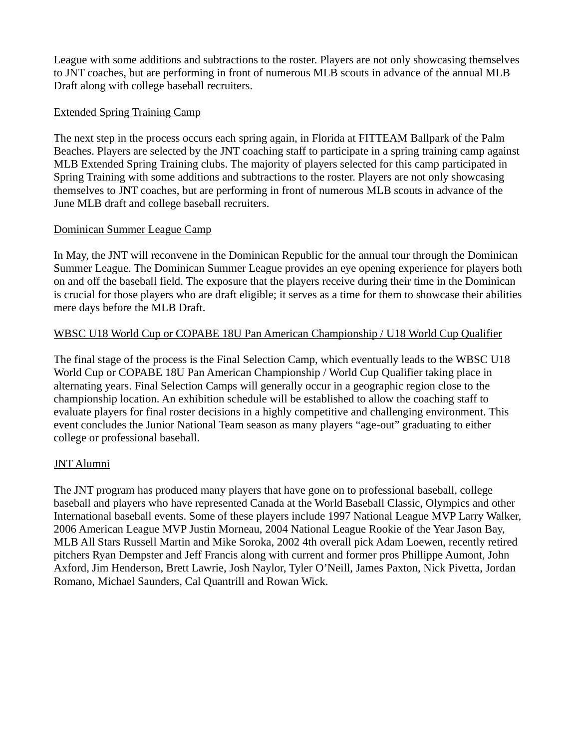League with some additions and subtractions to the roster. Players are not only showcasing themselves to JNT coaches, but are performing in front of numerous MLB scouts in advance of the annual MLB Draft along with college baseball recruiters.

## Extended Spring Training Camp

The next step in the process occurs each spring again, in Florida at FITTEAM Ballpark of the Palm Beaches. Players are selected by the JNT coaching staff to participate in a spring training camp against MLB Extended Spring Training clubs. The majority of players selected for this camp participated in Spring Training with some additions and subtractions to the roster. Players are not only showcasing themselves to JNT coaches, but are performing in front of numerous MLB scouts in advance of the June MLB draft and college baseball recruiters.

## Dominican Summer League Camp

In May, the JNT will reconvene in the Dominican Republic for the annual tour through the Dominican Summer League. The Dominican Summer League provides an eye opening experience for players both on and off the baseball field. The exposure that the players receive during their time in the Dominican is crucial for those players who are draft eligible; it serves as a time for them to showcase their abilities mere days before the MLB Draft.

## WBSC U18 World Cup or COPABE 18U Pan American Championship / U18 World Cup Qualifier

The final stage of the process is the Final Selection Camp, which eventually leads to the WBSC U18 World Cup or COPABE 18U Pan American Championship / World Cup Qualifier taking place in alternating years. Final Selection Camps will generally occur in a geographic region close to the championship location. An exhibition schedule will be established to allow the coaching staff to evaluate players for final roster decisions in a highly competitive and challenging environment. This event concludes the Junior National Team season as many players “age-out” graduating to either college or professional baseball.

## JNT Alumni

The JNT program has produced many players that have gone on to professional baseball, college baseball and players who have represented Canada at the World Baseball Classic, Olympics and other International baseball events. Some of these players include 1997 National League MVP Larry Walker, 2006 American League MVP Justin Morneau, 2004 National League Rookie of the Year Jason Bay, MLB All Stars Russell Martin and Mike Soroka, 2002 4th overall pick Adam Loewen, recently retired pitchers Ryan Dempster and Jeff Francis along with current and former pros Phillippe Aumont, John Axford, Jim Henderson, Brett Lawrie, Josh Naylor, Tyler O’Neill, James Paxton, Nick Pivetta, Jordan Romano, Michael Saunders, Cal Quantrill and Rowan Wick.